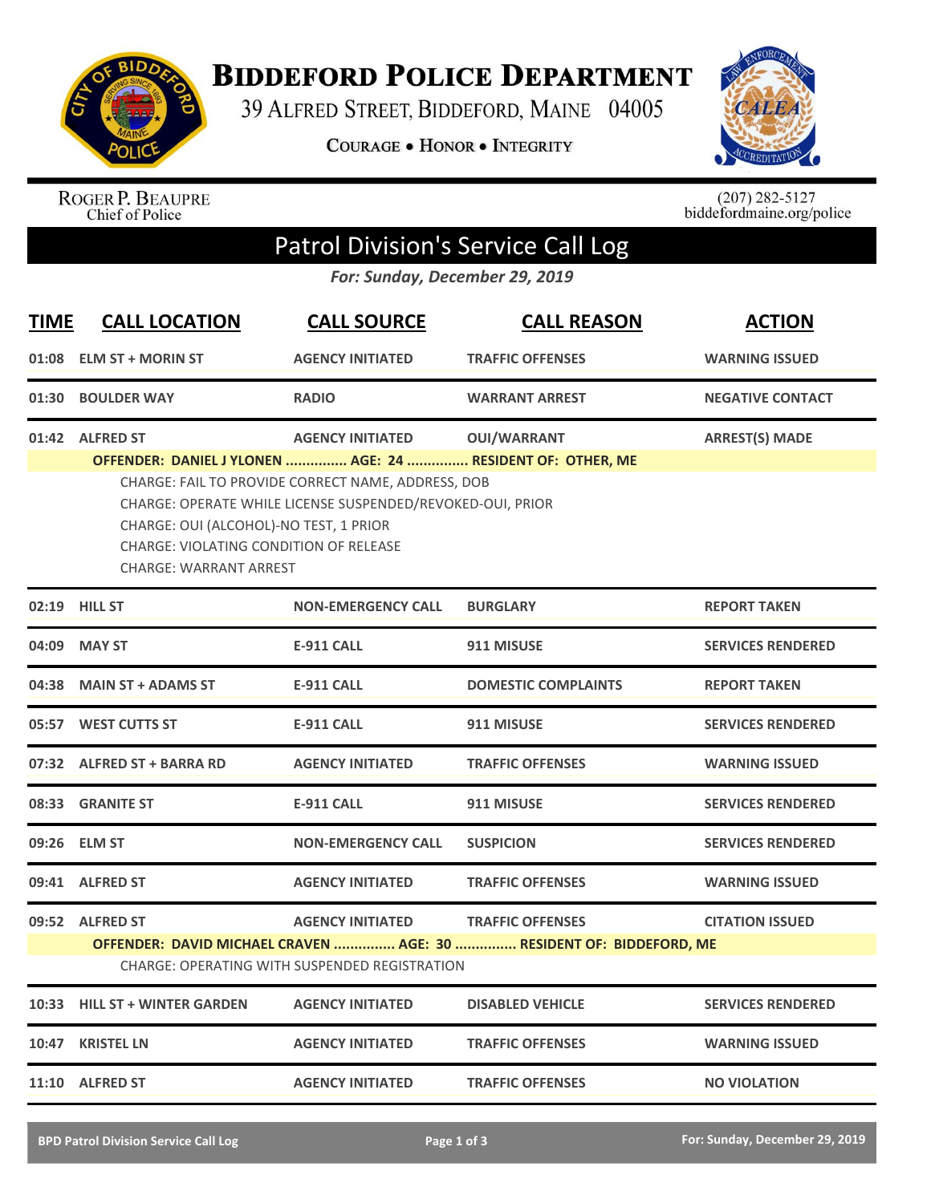# BIDDEFORD POLICE DEPARTMENT

39 ALFRED STREET, BIDDEFORD, MAINE 04005

COURAGE • HONOR • INTEGRITY

ROGER P. BEAUPRE
Chief of Police

(207) 282-5127
biddefordmaine.org/police

## Patrol Division's Service Call Log

*For: Sunday, December 29, 2019*

| TIME | CALL LOCATION | CALL SOURCE | CALL REASON | ACTION |
|---|---|---|---|---|
| 01:08 | ELM ST + MORIN ST | AGENCY INITIATED | TRAFFIC OFFENSES | WARNING ISSUED |
| 01:30 | BOULDER WAY | RADIO | WARRANT ARREST | NEGATIVE CONTACT |
| 01:42 | ALFRED ST | AGENCY INITIATED | OUI/WARRANT | ARREST(S) MADE |

**OFFENDER: DANIEL J YLONEN ............... AGE: 24 ............... RESIDENT OF: OTHER, ME**

CHARGE: FAIL TO PROVIDE CORRECT NAME, ADDRESS, DOB
CHARGE: OPERATE WHILE LICENSE SUSPENDED/REVOKED-OUI, PRIOR
CHARGE: OUI (ALCOHOL)-NO TEST, 1 PRIOR
CHARGE: VIOLATING CONDITION OF RELEASE
CHARGE: WARRANT ARREST

| TIME | CALL LOCATION | CALL SOURCE | CALL REASON | ACTION |
|---|---|---|---|---|
| 02:19 | HILL ST | NON-EMERGENCY CALL | BURGLARY | REPORT TAKEN |
| 04:09 | MAY ST | E-911 CALL | 911 MISUSE | SERVICES RENDERED |
| 04:38 | MAIN ST + ADAMS ST | E-911 CALL | DOMESTIC COMPLAINTS | REPORT TAKEN |
| 05:57 | WEST CUTTS ST | E-911 CALL | 911 MISUSE | SERVICES RENDERED |
| 07:32 | ALFRED ST + BARRA RD | AGENCY INITIATED | TRAFFIC OFFENSES | WARNING ISSUED |
| 08:33 | GRANITE ST | E-911 CALL | 911 MISUSE | SERVICES RENDERED |
| 09:26 | ELM ST | NON-EMERGENCY CALL | SUSPICION | SERVICES RENDERED |
| 09:41 | ALFRED ST | AGENCY INITIATED | TRAFFIC OFFENSES | WARNING ISSUED |
| 09:52 | ALFRED ST | AGENCY INITIATED | TRAFFIC OFFENSES | CITATION ISSUED |

**OFFENDER: DAVID MICHAEL CRAVEN ............... AGE: 30 ............... RESIDENT OF: BIDDEFORD, ME**

CHARGE: OPERATING WITH SUSPENDED REGISTRATION

| TIME | CALL LOCATION | CALL SOURCE | CALL REASON | ACTION |
|---|---|---|---|---|
| 10:33 | HILL ST + WINTER GARDEN | AGENCY INITIATED | DISABLED VEHICLE | SERVICES RENDERED |
| 10:47 | KRISTEL LN | AGENCY INITIATED | TRAFFIC OFFENSES | WARNING ISSUED |
| 11:10 | ALFRED ST | AGENCY INITIATED | TRAFFIC OFFENSES | NO VIOLATION |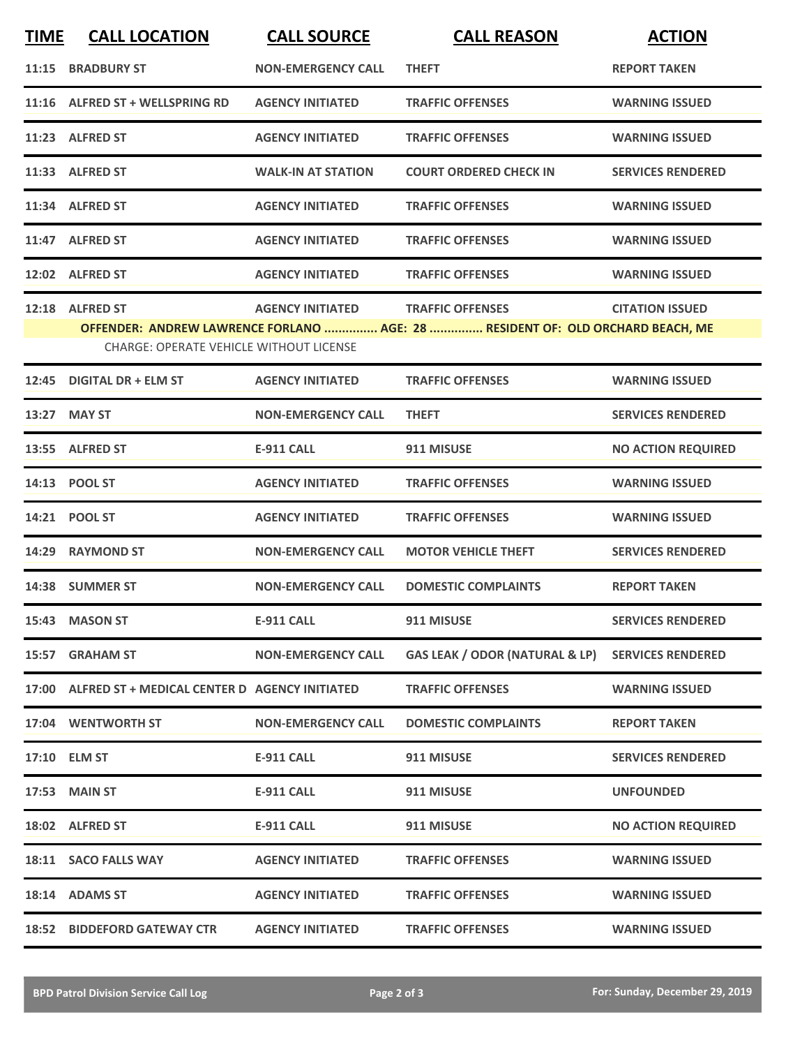| TIME | CALL LOCATION | CALL SOURCE | CALL REASON | ACTION |
|---|---|---|---|---|
| 11:15 | BRADBURY ST | NON-EMERGENCY CALL | THEFT | REPORT TAKEN |
| 11:16 | ALFRED ST + WELLSPRING RD | AGENCY INITIATED | TRAFFIC OFFENSES | WARNING ISSUED |
| 11:23 | ALFRED ST | AGENCY INITIATED | TRAFFIC OFFENSES | WARNING ISSUED |
| 11:33 | ALFRED ST | WALK-IN AT STATION | COURT ORDERED CHECK IN | SERVICES RENDERED |
| 11:34 | ALFRED ST | AGENCY INITIATED | TRAFFIC OFFENSES | WARNING ISSUED |
| 11:47 | ALFRED ST | AGENCY INITIATED | TRAFFIC OFFENSES | WARNING ISSUED |
| 12:02 | ALFRED ST | AGENCY INITIATED | TRAFFIC OFFENSES | WARNING ISSUED |
| 12:18 | ALFRED ST | AGENCY INITIATED | TRAFFIC OFFENSES | CITATION ISSUED |
| | OFFENDER: ANDREW LAWRENCE FORLANO ............... AGE: 28 ............... RESIDENT OF: OLD ORCHARD BEACH, ME | | | |
| | CHARGE: OPERATE VEHICLE WITHOUT LICENSE | | | |
| 12:45 | DIGITAL DR + ELM ST | AGENCY INITIATED | TRAFFIC OFFENSES | WARNING ISSUED |
| 13:27 | MAY ST | NON-EMERGENCY CALL | THEFT | SERVICES RENDERED |
| 13:55 | ALFRED ST | E-911 CALL | 911 MISUSE | NO ACTION REQUIRED |
| 14:13 | POOL ST | AGENCY INITIATED | TRAFFIC OFFENSES | WARNING ISSUED |
| 14:21 | POOL ST | AGENCY INITIATED | TRAFFIC OFFENSES | WARNING ISSUED |
| 14:29 | RAYMOND ST | NON-EMERGENCY CALL | MOTOR VEHICLE THEFT | SERVICES RENDERED |
| 14:38 | SUMMER ST | NON-EMERGENCY CALL | DOMESTIC COMPLAINTS | REPORT TAKEN |
| 15:43 | MASON ST | E-911 CALL | 911 MISUSE | SERVICES RENDERED |
| 15:57 | GRAHAM ST | NON-EMERGENCY CALL | GAS LEAK / ODOR (NATURAL & LP) | SERVICES RENDERED |
| 17:00 | ALFRED ST + MEDICAL CENTER D | AGENCY INITIATED | TRAFFIC OFFENSES | WARNING ISSUED |
| 17:04 | WENTWORTH ST | NON-EMERGENCY CALL | DOMESTIC COMPLAINTS | REPORT TAKEN |
| 17:10 | ELM ST | E-911 CALL | 911 MISUSE | SERVICES RENDERED |
| 17:53 | MAIN ST | E-911 CALL | 911 MISUSE | UNFOUNDED |
| 18:02 | ALFRED ST | E-911 CALL | 911 MISUSE | NO ACTION REQUIRED |
| 18:11 | SACO FALLS WAY | AGENCY INITIATED | TRAFFIC OFFENSES | WARNING ISSUED |
| 18:14 | ADAMS ST | AGENCY INITIATED | TRAFFIC OFFENSES | WARNING ISSUED |
| 18:52 | BIDDEFORD GATEWAY CTR | AGENCY INITIATED | TRAFFIC OFFENSES | WARNING ISSUED |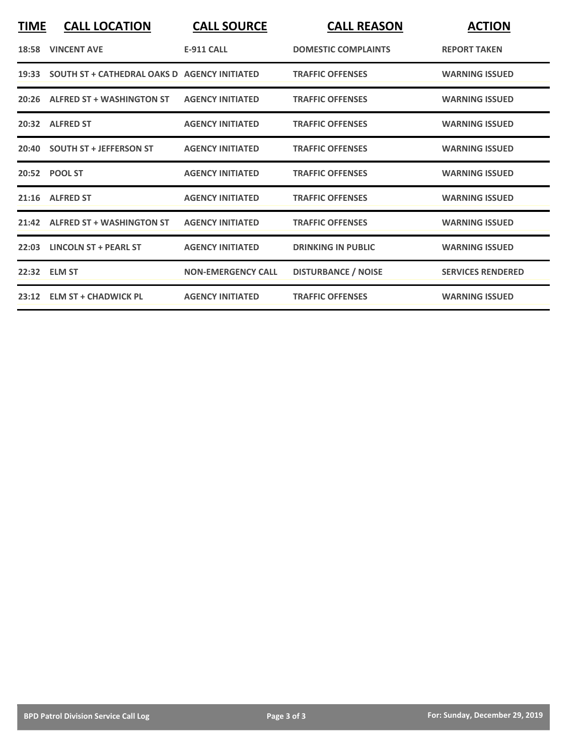| TIME | CALL LOCATION | CALL SOURCE | CALL REASON | ACTION |
|---|---|---|---|---|
| 18:58 | VINCENT AVE | E-911 CALL | DOMESTIC COMPLAINTS | REPORT TAKEN |
| 19:33 | SOUTH ST + CATHEDRAL OAKS D | AGENCY INITIATED | TRAFFIC OFFENSES | WARNING ISSUED |
| 20:26 | ALFRED ST + WASHINGTON ST | AGENCY INITIATED | TRAFFIC OFFENSES | WARNING ISSUED |
| 20:32 | ALFRED ST | AGENCY INITIATED | TRAFFIC OFFENSES | WARNING ISSUED |
| 20:40 | SOUTH ST + JEFFERSON ST | AGENCY INITIATED | TRAFFIC OFFENSES | WARNING ISSUED |
| 20:52 | POOL ST | AGENCY INITIATED | TRAFFIC OFFENSES | WARNING ISSUED |
| 21:16 | ALFRED ST | AGENCY INITIATED | TRAFFIC OFFENSES | WARNING ISSUED |
| 21:42 | ALFRED ST + WASHINGTON ST | AGENCY INITIATED | TRAFFIC OFFENSES | WARNING ISSUED |
| 22:03 | LINCOLN ST + PEARL ST | AGENCY INITIATED | DRINKING IN PUBLIC | WARNING ISSUED |
| 22:32 | ELM ST | NON-EMERGENCY CALL | DISTURBANCE / NOISE | SERVICES RENDERED |
| 23:12 | ELM ST + CHADWICK PL | AGENCY INITIATED | TRAFFIC OFFENSES | WARNING ISSUED |